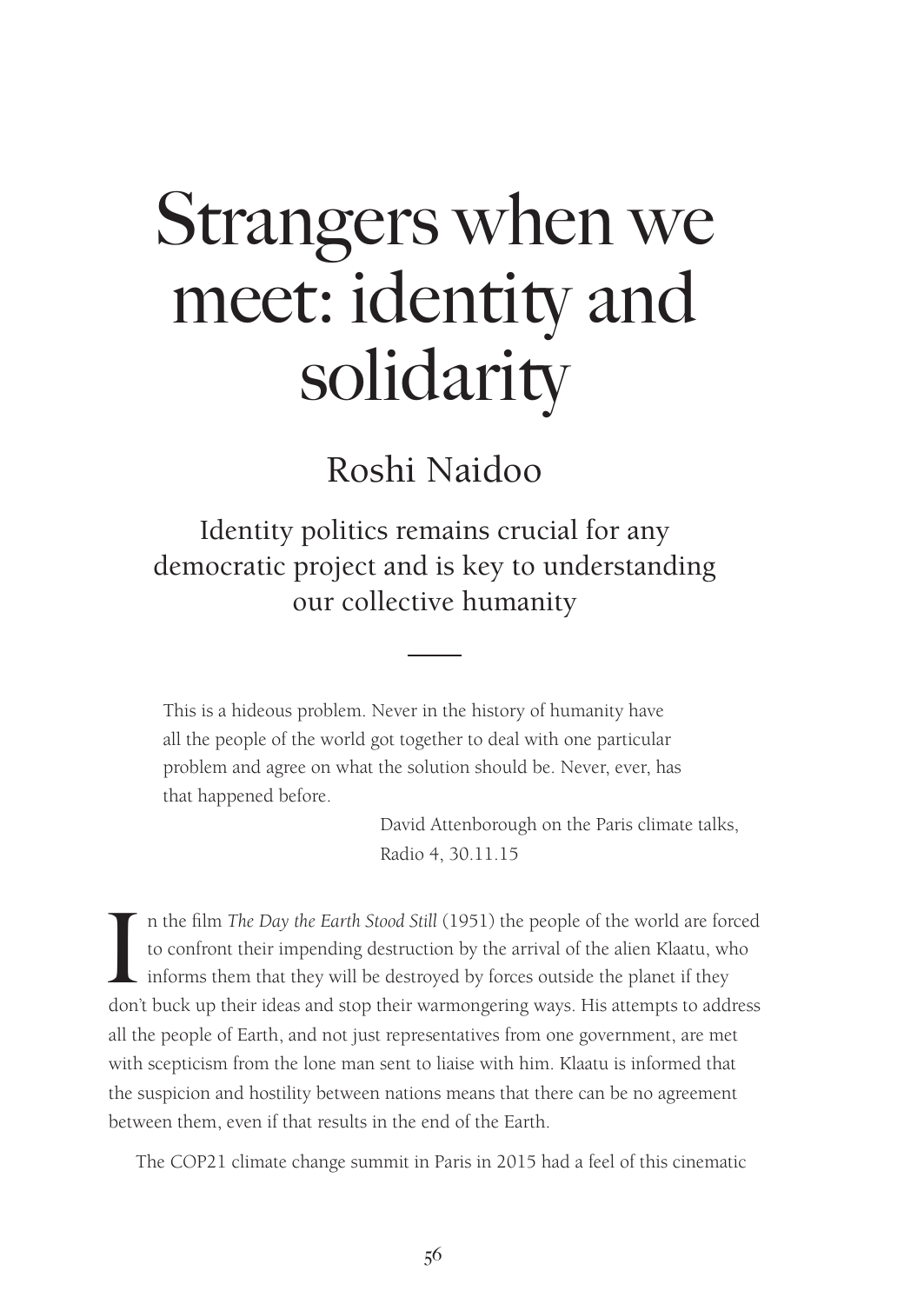# Strangers when we meet: identity and solidarity

## Roshi Naidoo

### Identity politics remains crucial for any democratic project and is key to understanding our collective humanity

> This is a hideous problem. Never in the history of humanity have all the people of the world got together to deal with one particular problem and agree on what the solution should be. Never, ever, has that happened before.
>
> David Attenborough on the Paris climate talks, Radio 4, 30.11.15

In the film *The Day the Earth Stood Still* (1951) the people of the world are forced to confront their impending destruction by the arrival of the alien Klaatu, who informs them that they will be destroyed by forces outside the planet if they don't buck up their ideas and stop their warmongering ways. His attempts to address all the people of Earth, and not just representatives from one government, are met with scepticism from the lone man sent to liaise with him. Klaatu is informed that the suspicion and hostility between nations means that there can be no agreement between them, even if that results in the end of the Earth.

The COP21 climate change summit in Paris in 2015 had a feel of this cinematic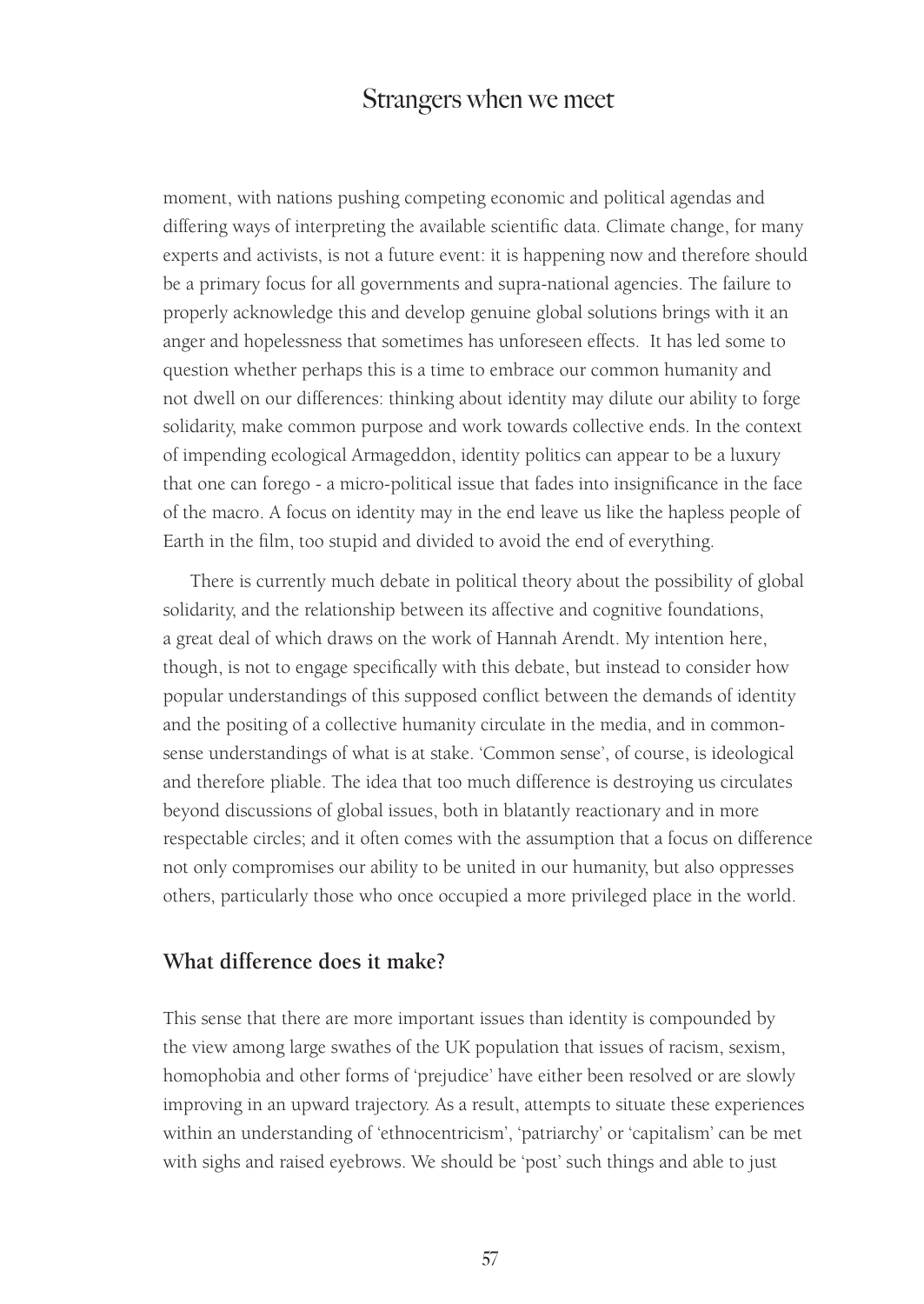moment, with nations pushing competing economic and political agendas and differing ways of interpreting the available scientific data. Climate change, for many experts and activists, is not a future event: it is happening now and therefore should be a primary focus for all governments and supra-national agencies. The failure to properly acknowledge this and develop genuine global solutions brings with it an anger and hopelessness that sometimes has unforeseen effects. It has led some to question whether perhaps this is a time to embrace our common humanity and not dwell on our differences: thinking about identity may dilute our ability to forge solidarity, make common purpose and work towards collective ends. In the context of impending ecological Armageddon, identity politics can appear to be a luxury that one can forego - a micro-political issue that fades into insignificance in the face of the macro. A focus on identity may in the end leave us like the hapless people of Earth in the film, too stupid and divided to avoid the end of everything.

There is currently much debate in political theory about the possibility of global solidarity, and the relationship between its affective and cognitive foundations, a great deal of which draws on the work of Hannah Arendt. My intention here, though, is not to engage specifically with this debate, but instead to consider how popular understandings of this supposed conflict between the demands of identity and the positing of a collective humanity circulate in the media, and in common-sense understandings of what is at stake. 'Common sense', of course, is ideological and therefore pliable. The idea that too much difference is destroying us circulates beyond discussions of global issues, both in blatantly reactionary and in more respectable circles; and it often comes with the assumption that a focus on difference not only compromises our ability to be united in our humanity, but also oppresses others, particularly those who once occupied a more privileged place in the world.

## What difference does it make?

This sense that there are more important issues than identity is compounded by the view among large swathes of the UK population that issues of racism, sexism, homophobia and other forms of 'prejudice' have either been resolved or are slowly improving in an upward trajectory. As a result, attempts to situate these experiences within an understanding of 'ethnocentricism', 'patriarchy' or 'capitalism' can be met with sighs and raised eyebrows. We should be 'post' such things and able to just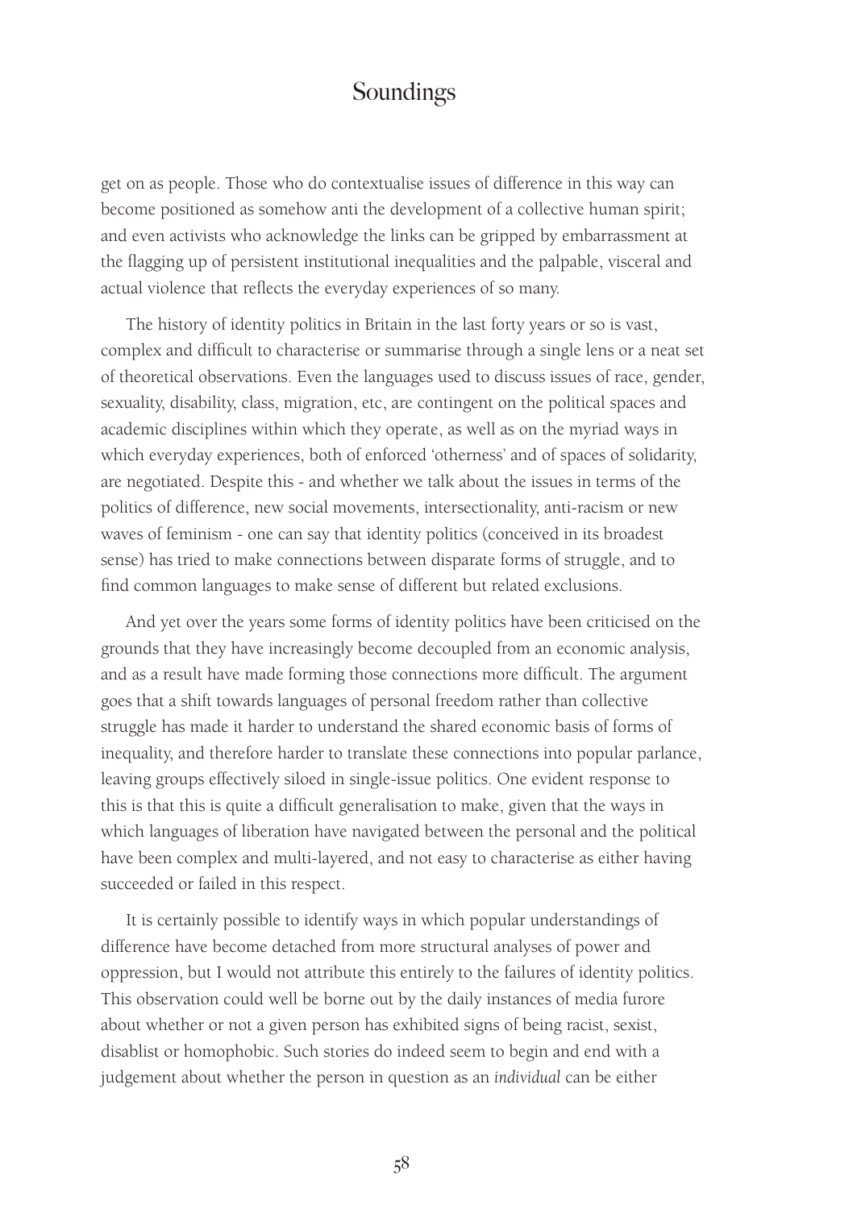get on as people. Those who do contextualise issues of difference in this way can become positioned as somehow anti the development of a collective human spirit; and even activists who acknowledge the links can be gripped by embarrassment at the flagging up of persistent institutional inequalities and the palpable, visceral and actual violence that reflects the everyday experiences of so many.

The history of identity politics in Britain in the last forty years or so is vast, complex and difficult to characterise or summarise through a single lens or a neat set of theoretical observations. Even the languages used to discuss issues of race, gender, sexuality, disability, class, migration, etc, are contingent on the political spaces and academic disciplines within which they operate, as well as on the myriad ways in which everyday experiences, both of enforced 'otherness' and of spaces of solidarity, are negotiated. Despite this - and whether we talk about the issues in terms of the politics of difference, new social movements, intersectionality, anti-racism or new waves of feminism - one can say that identity politics (conceived in its broadest sense) has tried to make connections between disparate forms of struggle, and to find common languages to make sense of different but related exclusions.

And yet over the years some forms of identity politics have been criticised on the grounds that they have increasingly become decoupled from an economic analysis, and as a result have made forming those connections more difficult. The argument goes that a shift towards languages of personal freedom rather than collective struggle has made it harder to understand the shared economic basis of forms of inequality, and therefore harder to translate these connections into popular parlance, leaving groups effectively siloed in single-issue politics. One evident response to this is that this is quite a difficult generalisation to make, given that the ways in which languages of liberation have navigated between the personal and the political have been complex and multi-layered, and not easy to characterise as either having succeeded or failed in this respect.

It is certainly possible to identify ways in which popular understandings of difference have become detached from more structural analyses of power and oppression, but I would not attribute this entirely to the failures of identity politics. This observation could well be borne out by the daily instances of media furore about whether or not a given person has exhibited signs of being racist, sexist, disablist or homophobic. Such stories do indeed seem to begin and end with a judgement about whether the person in question as an *individual* can be either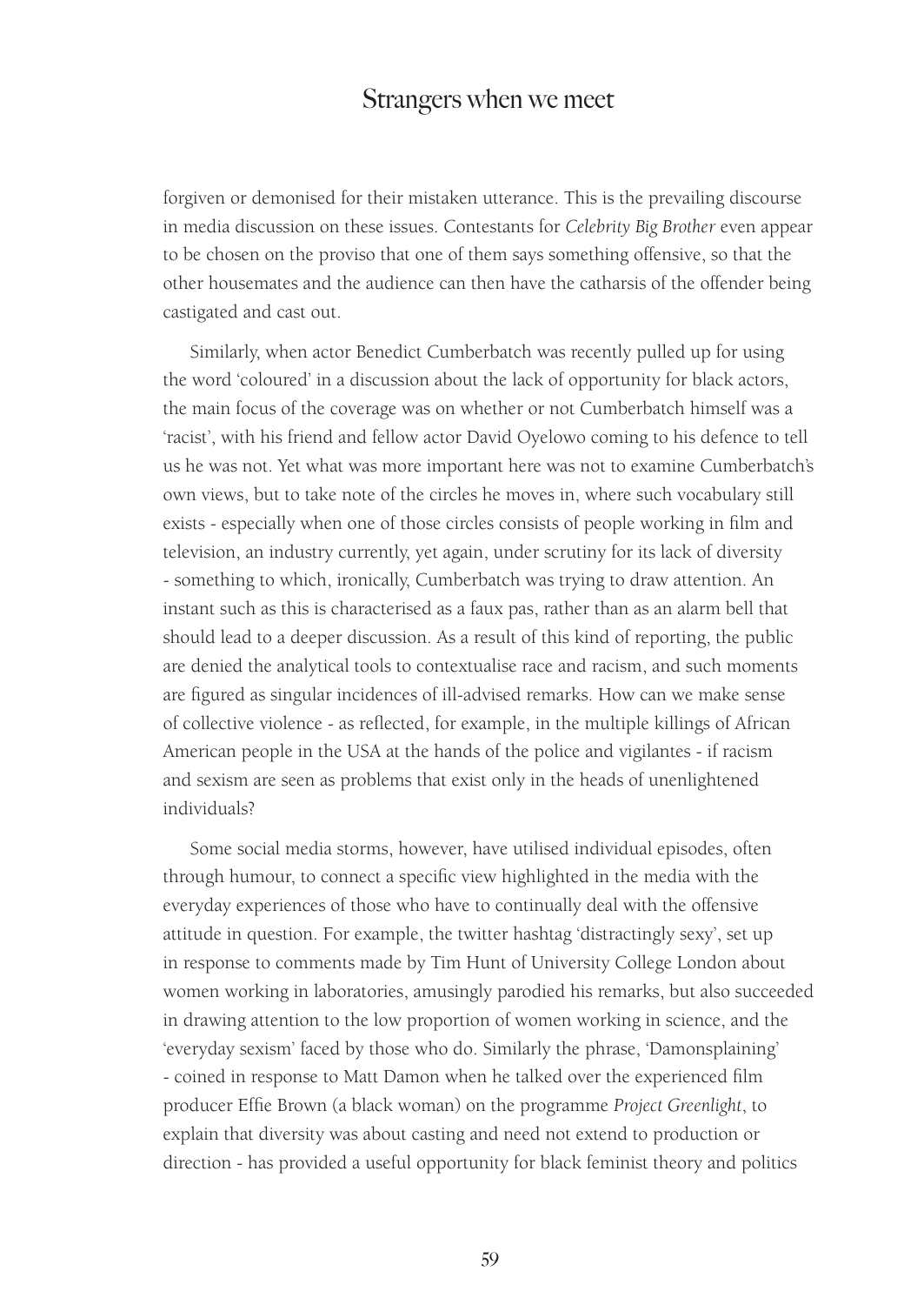forgiven or demonised for their mistaken utterance. This is the prevailing discourse in media discussion on these issues. Contestants for *Celebrity Big Brother* even appear to be chosen on the proviso that one of them says something offensive, so that the other housemates and the audience can then have the catharsis of the offender being castigated and cast out.

Similarly, when actor Benedict Cumberbatch was recently pulled up for using the word 'coloured' in a discussion about the lack of opportunity for black actors, the main focus of the coverage was on whether or not Cumberbatch himself was a 'racist', with his friend and fellow actor David Oyelowo coming to his defence to tell us he was not. Yet what was more important here was not to examine Cumberbatch's own views, but to take note of the circles he moves in, where such vocabulary still exists - especially when one of those circles consists of people working in film and television, an industry currently, yet again, under scrutiny for its lack of diversity - something to which, ironically, Cumberbatch was trying to draw attention. An instant such as this is characterised as a faux pas, rather than as an alarm bell that should lead to a deeper discussion. As a result of this kind of reporting, the public are denied the analytical tools to contextualise race and racism, and such moments are figured as singular incidences of ill-advised remarks. How can we make sense of collective violence - as reflected, for example, in the multiple killings of African American people in the USA at the hands of the police and vigilantes - if racism and sexism are seen as problems that exist only in the heads of unenlightened individuals?

Some social media storms, however, have utilised individual episodes, often through humour, to connect a specific view highlighted in the media with the everyday experiences of those who have to continually deal with the offensive attitude in question. For example, the twitter hashtag 'distractingly sexy', set up in response to comments made by Tim Hunt of University College London about women working in laboratories, amusingly parodied his remarks, but also succeeded in drawing attention to the low proportion of women working in science, and the 'everyday sexism' faced by those who do. Similarly the phrase, 'Damonsplaining' - coined in response to Matt Damon when he talked over the experienced film producer Effie Brown (a black woman) on the programme *Project Greenlight*, to explain that diversity was about casting and need not extend to production or direction - has provided a useful opportunity for black feminist theory and politics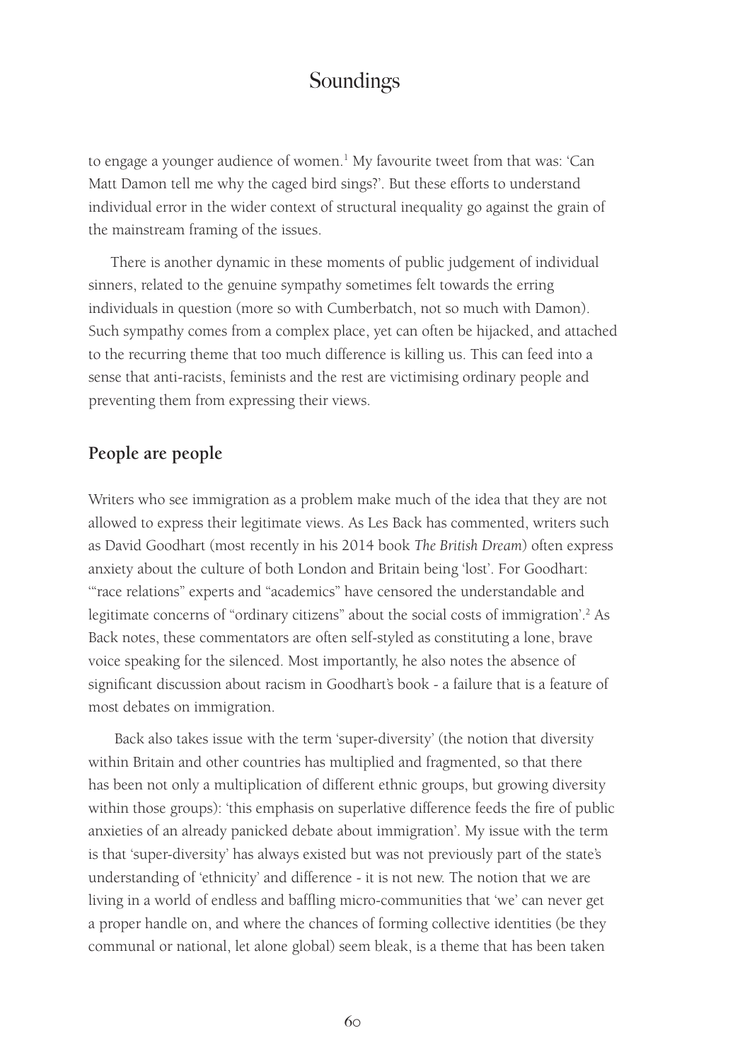to engage a younger audience of women.[1] My favourite tweet from that was: 'Can Matt Damon tell me why the caged bird sings?'. But these efforts to understand individual error in the wider context of structural inequality go against the grain of the mainstream framing of the issues.

There is another dynamic in these moments of public judgement of individual sinners, related to the genuine sympathy sometimes felt towards the erring individuals in question (more so with Cumberbatch, not so much with Damon). Such sympathy comes from a complex place, yet can often be hijacked, and attached to the recurring theme that too much difference is killing us. This can feed into a sense that anti-racists, feminists and the rest are victimising ordinary people and preventing them from expressing their views.

## People are people

Writers who see immigration as a problem make much of the idea that they are not allowed to express their legitimate views. As Les Back has commented, writers such as David Goodhart (most recently in his 2014 book *The British Dream*) often express anxiety about the culture of both London and Britain being 'lost'. For Goodhart: '"race relations" experts and "academics" have censored the understandable and legitimate concerns of "ordinary citizens" about the social costs of immigration'.[2] As Back notes, these commentators are often self-styled as constituting a lone, brave voice speaking for the silenced. Most importantly, he also notes the absence of significant discussion about racism in Goodhart's book - a failure that is a feature of most debates on immigration.

Back also takes issue with the term 'super-diversity' (the notion that diversity within Britain and other countries has multiplied and fragmented, so that there has been not only a multiplication of different ethnic groups, but growing diversity within those groups): 'this emphasis on superlative difference feeds the fire of public anxieties of an already panicked debate about immigration'. My issue with the term is that 'super-diversity' has always existed but was not previously part of the state's understanding of 'ethnicity' and difference - it is not new. The notion that we are living in a world of endless and baffling micro-communities that 'we' can never get a proper handle on, and where the chances of forming collective identities (be they communal or national, let alone global) seem bleak, is a theme that has been taken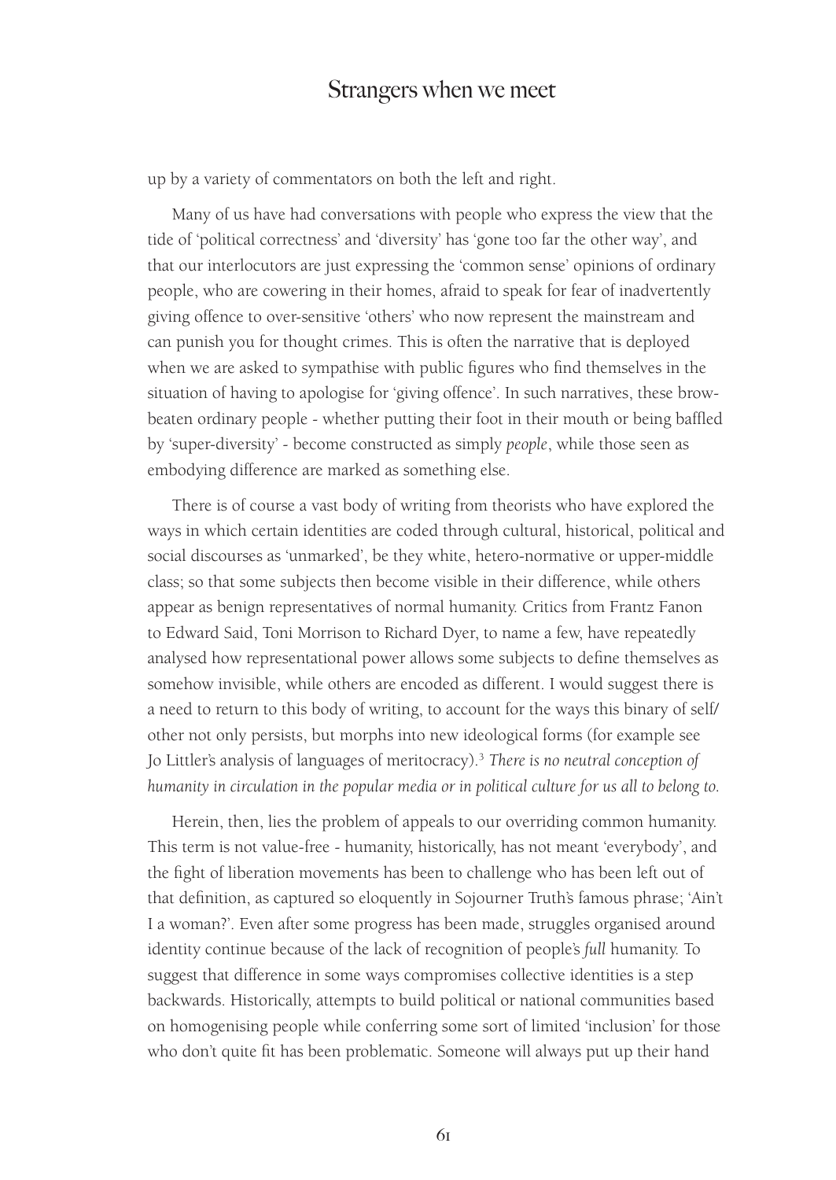up by a variety of commentators on both the left and right.

Many of us have had conversations with people who express the view that the tide of 'political correctness' and 'diversity' has 'gone too far the other way', and that our interlocutors are just expressing the 'common sense' opinions of ordinary people, who are cowering in their homes, afraid to speak for fear of inadvertently giving offence to over-sensitive 'others' who now represent the mainstream and can punish you for thought crimes. This is often the narrative that is deployed when we are asked to sympathise with public figures who find themselves in the situation of having to apologise for 'giving offence'. In such narratives, these brow-beaten ordinary people - whether putting their foot in their mouth or being baffled by 'super-diversity' - become constructed as simply *people*, while those seen as embodying difference are marked as something else.

There is of course a vast body of writing from theorists who have explored the ways in which certain identities are coded through cultural, historical, political and social discourses as 'unmarked', be they white, hetero-normative or upper-middle class; so that some subjects then become visible in their difference, while others appear as benign representatives of normal humanity. Critics from Frantz Fanon to Edward Said, Toni Morrison to Richard Dyer, to name a few, have repeatedly analysed how representational power allows some subjects to define themselves as somehow invisible, while others are encoded as different. I would suggest there is a need to return to this body of writing, to account for the ways this binary of self/other not only persists, but morphs into new ideological forms (for example see Jo Littler's analysis of languages of meritocracy).[3] *There is no neutral conception of humanity in circulation in the popular media or in political culture for us all to belong to.*

Herein, then, lies the problem of appeals to our overriding common humanity. This term is not value-free - humanity, historically, has not meant 'everybody', and the fight of liberation movements has been to challenge who has been left out of that definition, as captured so eloquently in Sojourner Truth's famous phrase; 'Ain't I a woman?'. Even after some progress has been made, struggles organised around identity continue because of the lack of recognition of people's *full* humanity. To suggest that difference in some ways compromises collective identities is a step backwards. Historically, attempts to build political or national communities based on homogenising people while conferring some sort of limited 'inclusion' for those who don't quite fit has been problematic. Someone will always put up their hand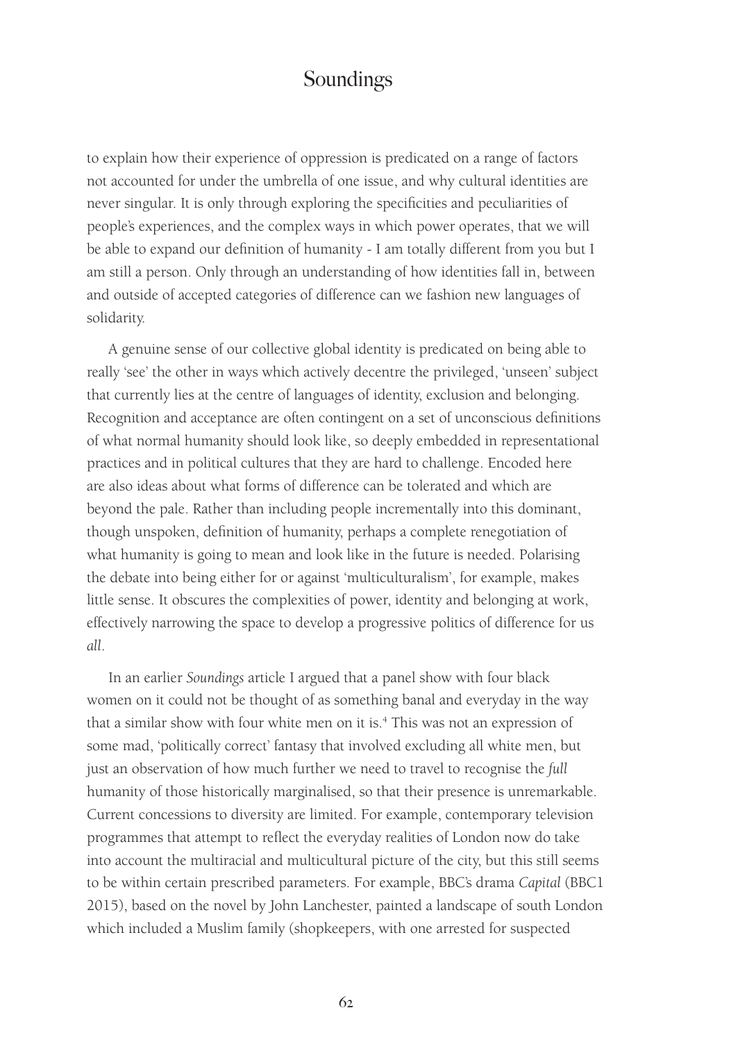to explain how their experience of oppression is predicated on a range of factors not accounted for under the umbrella of one issue, and why cultural identities are never singular. It is only through exploring the specificities and peculiarities of people's experiences, and the complex ways in which power operates, that we will be able to expand our definition of humanity - I am totally different from you but I am still a person. Only through an understanding of how identities fall in, between and outside of accepted categories of difference can we fashion new languages of solidarity.

A genuine sense of our collective global identity is predicated on being able to really 'see' the other in ways which actively decentre the privileged, 'unseen' subject that currently lies at the centre of languages of identity, exclusion and belonging. Recognition and acceptance are often contingent on a set of unconscious definitions of what normal humanity should look like, so deeply embedded in representational practices and in political cultures that they are hard to challenge. Encoded here are also ideas about what forms of difference can be tolerated and which are beyond the pale. Rather than including people incrementally into this dominant, though unspoken, definition of humanity, perhaps a complete renegotiation of what humanity is going to mean and look like in the future is needed. Polarising the debate into being either for or against 'multiculturalism', for example, makes little sense. It obscures the complexities of power, identity and belonging at work, effectively narrowing the space to develop a progressive politics of difference for us *all*.

In an earlier *Soundings* article I argued that a panel show with four black women on it could not be thought of as something banal and everyday in the way that a similar show with four white men on it is.[4] This was not an expression of some mad, 'politically correct' fantasy that involved excluding all white men, but just an observation of how much further we need to travel to recognise the *full* humanity of those historically marginalised, so that their presence is unremarkable. Current concessions to diversity are limited. For example, contemporary television programmes that attempt to reflect the everyday realities of London now do take into account the multiracial and multicultural picture of the city, but this still seems to be within certain prescribed parameters. For example, BBC's drama *Capital* (BBC1 2015), based on the novel by John Lanchester, painted a landscape of south London which included a Muslim family (shopkeepers, with one arrested for suspected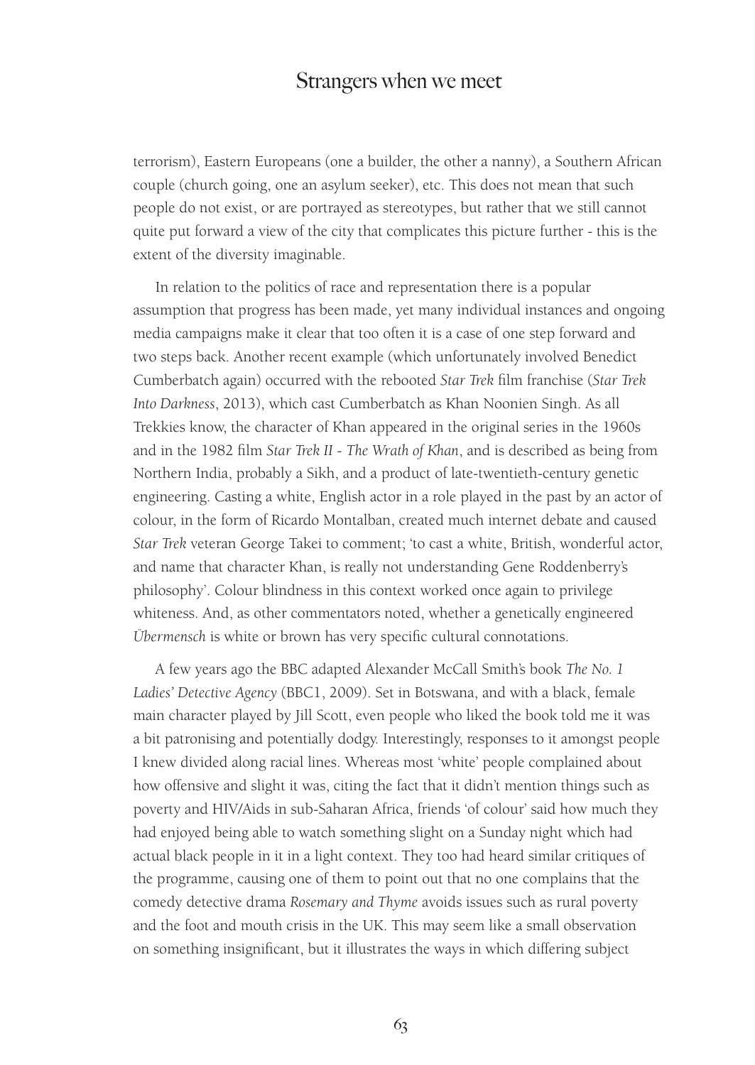terrorism), Eastern Europeans (one a builder, the other a nanny), a Southern African couple (church going, one an asylum seeker), etc. This does not mean that such people do not exist, or are portrayed as stereotypes, but rather that we still cannot quite put forward a view of the city that complicates this picture further - this is the extent of the diversity imaginable.

In relation to the politics of race and representation there is a popular assumption that progress has been made, yet many individual instances and ongoing media campaigns make it clear that too often it is a case of one step forward and two steps back. Another recent example (which unfortunately involved Benedict Cumberbatch again) occurred with the rebooted *Star Trek* film franchise (*Star Trek Into Darkness*, 2013), which cast Cumberbatch as Khan Noonien Singh. As all Trekkies know, the character of Khan appeared in the original series in the 1960s and in the 1982 film *Star Trek II - The Wrath of Khan*, and is described as being from Northern India, probably a Sikh, and a product of late-twentieth-century genetic engineering. Casting a white, English actor in a role played in the past by an actor of colour, in the form of Ricardo Montalban, created much internet debate and caused *Star Trek* veteran George Takei to comment; 'to cast a white, British, wonderful actor, and name that character Khan, is really not understanding Gene Roddenberry's philosophy'. Colour blindness in this context worked once again to privilege whiteness. And, as other commentators noted, whether a genetically engineered *Übermensch* is white or brown has very specific cultural connotations.

A few years ago the BBC adapted Alexander McCall Smith's book *The No. 1 Ladies' Detective Agency* (BBC1, 2009). Set in Botswana, and with a black, female main character played by Jill Scott, even people who liked the book told me it was a bit patronising and potentially dodgy. Interestingly, responses to it amongst people I knew divided along racial lines. Whereas most 'white' people complained about how offensive and slight it was, citing the fact that it didn't mention things such as poverty and HIV/Aids in sub-Saharan Africa, friends 'of colour' said how much they had enjoyed being able to watch something slight on a Sunday night which had actual black people in it in a light context. They too had heard similar critiques of the programme, causing one of them to point out that no one complains that the comedy detective drama *Rosemary and Thyme* avoids issues such as rural poverty and the foot and mouth crisis in the UK. This may seem like a small observation on something insignificant, but it illustrates the ways in which differing subject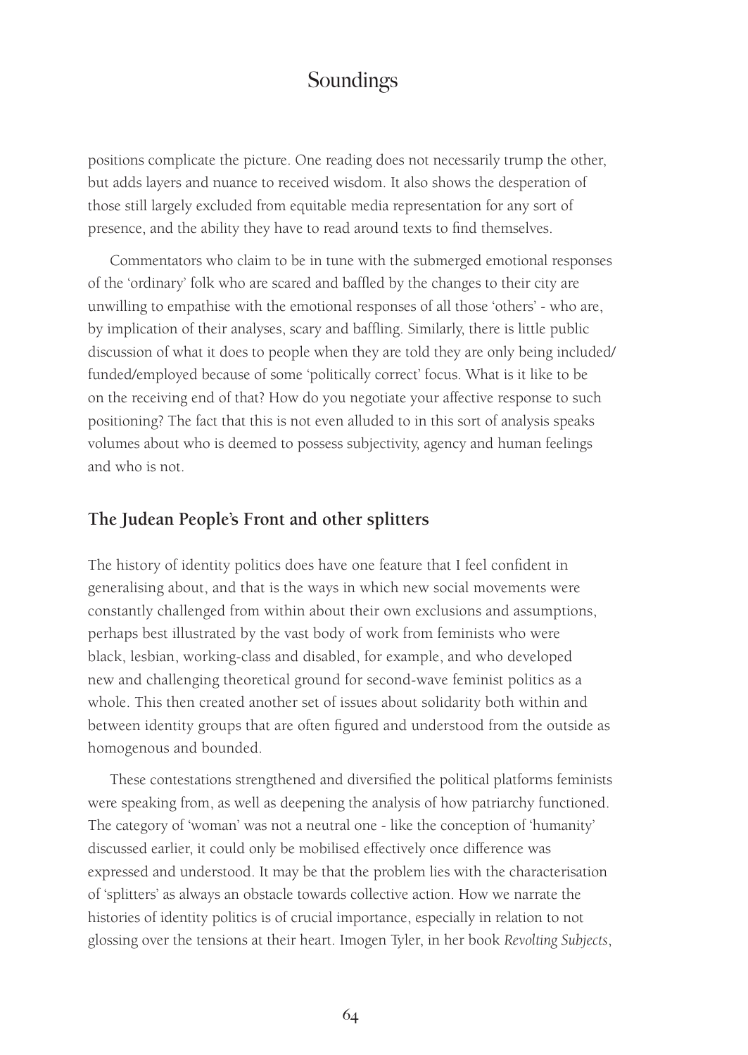positions complicate the picture. One reading does not necessarily trump the other, but adds layers and nuance to received wisdom. It also shows the desperation of those still largely excluded from equitable media representation for any sort of presence, and the ability they have to read around texts to find themselves.

Commentators who claim to be in tune with the submerged emotional responses of the 'ordinary' folk who are scared and baffled by the changes to their city are unwilling to empathise with the emotional responses of all those 'others' - who are, by implication of their analyses, scary and baffling. Similarly, there is little public discussion of what it does to people when they are told they are only being included/funded/employed because of some 'politically correct' focus. What is it like to be on the receiving end of that? How do you negotiate your affective response to such positioning? The fact that this is not even alluded to in this sort of analysis speaks volumes about who is deemed to possess subjectivity, agency and human feelings and who is not.

## The Judean People's Front and other splitters

The history of identity politics does have one feature that I feel confident in generalising about, and that is the ways in which new social movements were constantly challenged from within about their own exclusions and assumptions, perhaps best illustrated by the vast body of work from feminists who were black, lesbian, working-class and disabled, for example, and who developed new and challenging theoretical ground for second-wave feminist politics as a whole. This then created another set of issues about solidarity both within and between identity groups that are often figured and understood from the outside as homogenous and bounded.

These contestations strengthened and diversified the political platforms feminists were speaking from, as well as deepening the analysis of how patriarchy functioned. The category of 'woman' was not a neutral one - like the conception of 'humanity' discussed earlier, it could only be mobilised effectively once difference was expressed and understood. It may be that the problem lies with the characterisation of 'splitters' as always an obstacle towards collective action. How we narrate the histories of identity politics is of crucial importance, especially in relation to not glossing over the tensions at their heart. Imogen Tyler, in her book *Revolting Subjects*,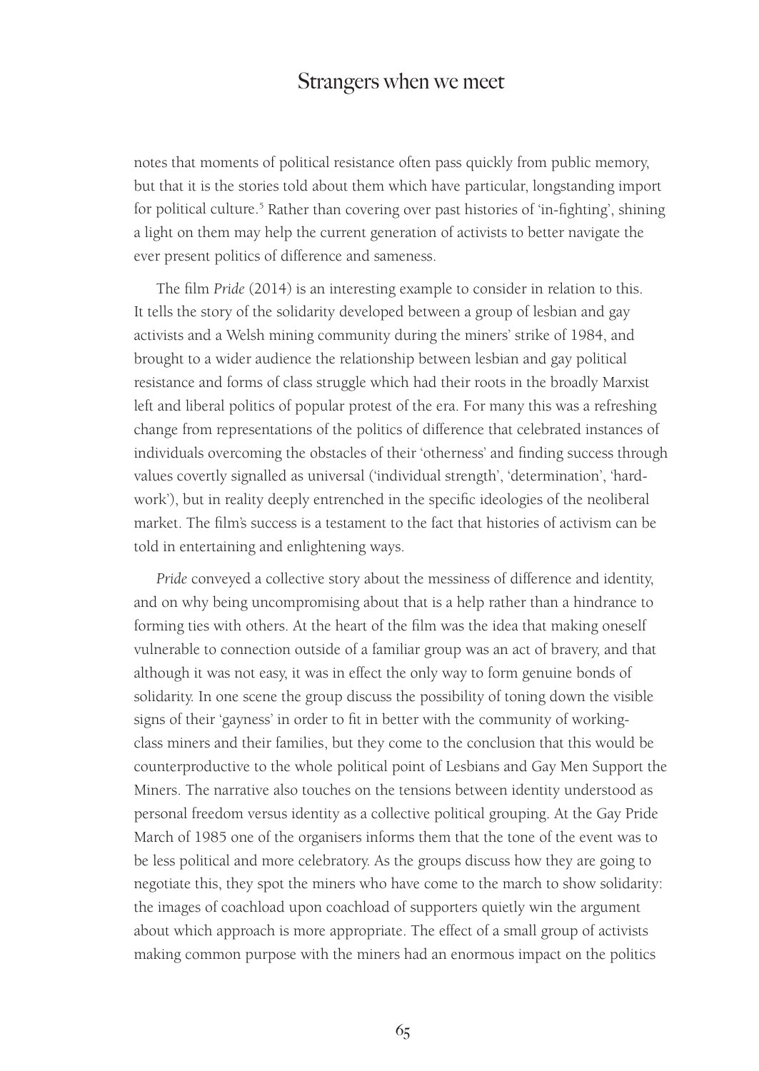notes that moments of political resistance often pass quickly from public memory, but that it is the stories told about them which have particular, longstanding import for political culture.[5] Rather than covering over past histories of 'in-fighting', shining a light on them may help the current generation of activists to better navigate the ever present politics of difference and sameness.

The film *Pride* (2014) is an interesting example to consider in relation to this. It tells the story of the solidarity developed between a group of lesbian and gay activists and a Welsh mining community during the miners' strike of 1984, and brought to a wider audience the relationship between lesbian and gay political resistance and forms of class struggle which had their roots in the broadly Marxist left and liberal politics of popular protest of the era. For many this was a refreshing change from representations of the politics of difference that celebrated instances of individuals overcoming the obstacles of their 'otherness' and finding success through values covertly signalled as universal ('individual strength', 'determination', 'hard-work'), but in reality deeply entrenched in the specific ideologies of the neoliberal market. The film's success is a testament to the fact that histories of activism can be told in entertaining and enlightening ways.

*Pride* conveyed a collective story about the messiness of difference and identity, and on why being uncompromising about that is a help rather than a hindrance to forming ties with others. At the heart of the film was the idea that making oneself vulnerable to connection outside of a familiar group was an act of bravery, and that although it was not easy, it was in effect the only way to form genuine bonds of solidarity. In one scene the group discuss the possibility of toning down the visible signs of their 'gayness' in order to fit in better with the community of working-class miners and their families, but they come to the conclusion that this would be counterproductive to the whole political point of Lesbians and Gay Men Support the Miners. The narrative also touches on the tensions between identity understood as personal freedom versus identity as a collective political grouping. At the Gay Pride March of 1985 one of the organisers informs them that the tone of the event was to be less political and more celebratory. As the groups discuss how they are going to negotiate this, they spot the miners who have come to the march to show solidarity: the images of coachload upon coachload of supporters quietly win the argument about which approach is more appropriate. The effect of a small group of activists making common purpose with the miners had an enormous impact on the politics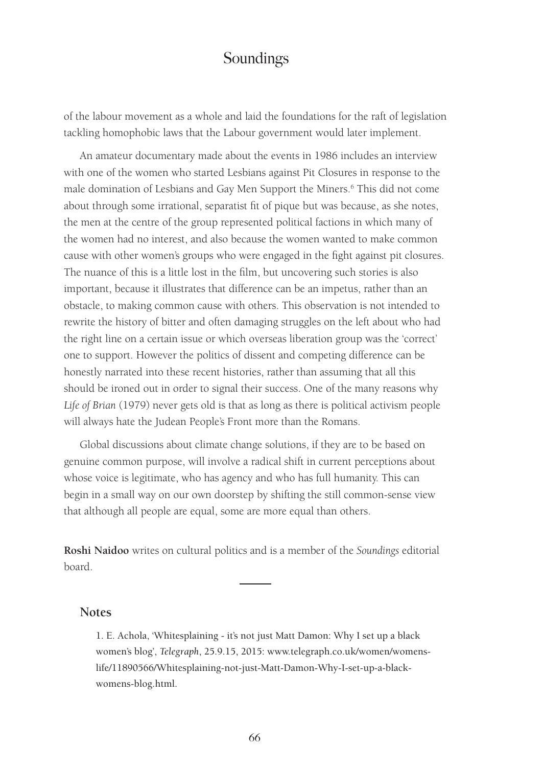of the labour movement as a whole and laid the foundations for the raft of legislation tackling homophobic laws that the Labour government would later implement.

An amateur documentary made about the events in 1986 includes an interview with one of the women who started Lesbians against Pit Closures in response to the male domination of Lesbians and Gay Men Support the Miners.[6] This did not come about through some irrational, separatist fit of pique but was because, as she notes, the men at the centre of the group represented political factions in which many of the women had no interest, and also because the women wanted to make common cause with other women's groups who were engaged in the fight against pit closures. The nuance of this is a little lost in the film, but uncovering such stories is also important, because it illustrates that difference can be an impetus, rather than an obstacle, to making common cause with others. This observation is not intended to rewrite the history of bitter and often damaging struggles on the left about who had the right line on a certain issue or which overseas liberation group was the 'correct' one to support. However the politics of dissent and competing difference can be honestly narrated into these recent histories, rather than assuming that all this should be ironed out in order to signal their success. One of the many reasons why *Life of Brian* (1979) never gets old is that as long as there is political activism people will always hate the Judean People's Front more than the Romans.

Global discussions about climate change solutions, if they are to be based on genuine common purpose, will involve a radical shift in current perceptions about whose voice is legitimate, who has agency and who has full humanity. This can begin in a small way on our own doorstep by shifting the still common-sense view that although all people are equal, some are more equal than others.

**Roshi Naidoo** writes on cultural politics and is a member of the *Soundings* editorial board.

## Notes

1. E. Achola, 'Whitesplaining - it's not just Matt Damon: Why I set up a black women's blog', *Telegraph*, 25.9.15, 2015: www.telegraph.co.uk/women/womens-life/11890566/Whitesplaining-not-just-Matt-Damon-Why-I-set-up-a-black-womens-blog.html.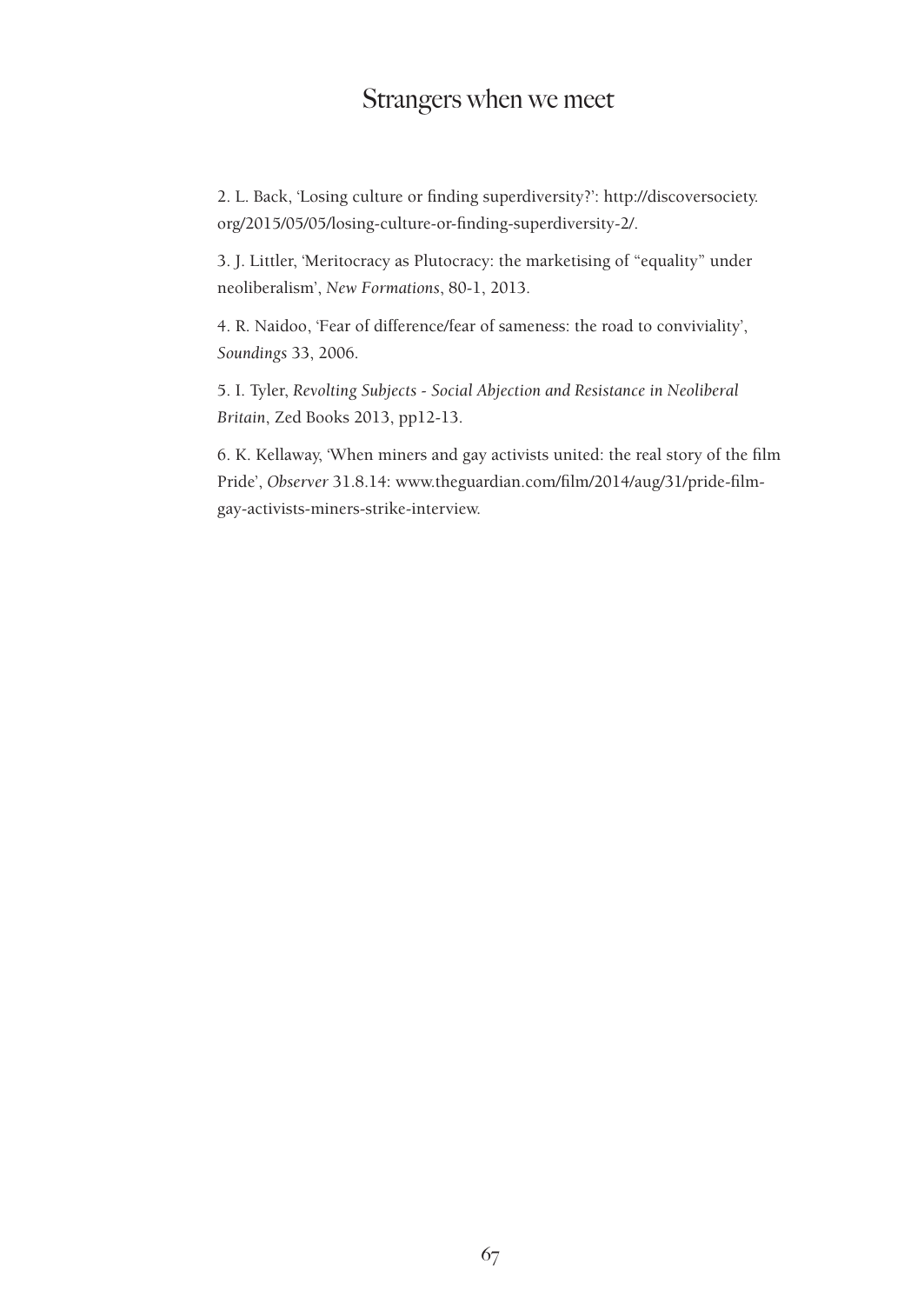2. L. Back, 'Losing culture or finding superdiversity?': http://discoversociety.org/2015/05/05/losing-culture-or-finding-superdiversity-2/.

3. J. Littler, 'Meritocracy as Plutocracy: the marketising of "equality" under neoliberalism', *New Formations*, 80-1, 2013.

4. R. Naidoo, 'Fear of difference/fear of sameness: the road to conviviality', *Soundings* 33, 2006.

5. I. Tyler, *Revolting Subjects - Social Abjection and Resistance in Neoliberal Britain*, Zed Books 2013, pp12-13.

6. K. Kellaway, 'When miners and gay activists united: the real story of the film Pride', *Observer* 31.8.14: www.theguardian.com/film/2014/aug/31/pride-film-gay-activists-miners-strike-interview.